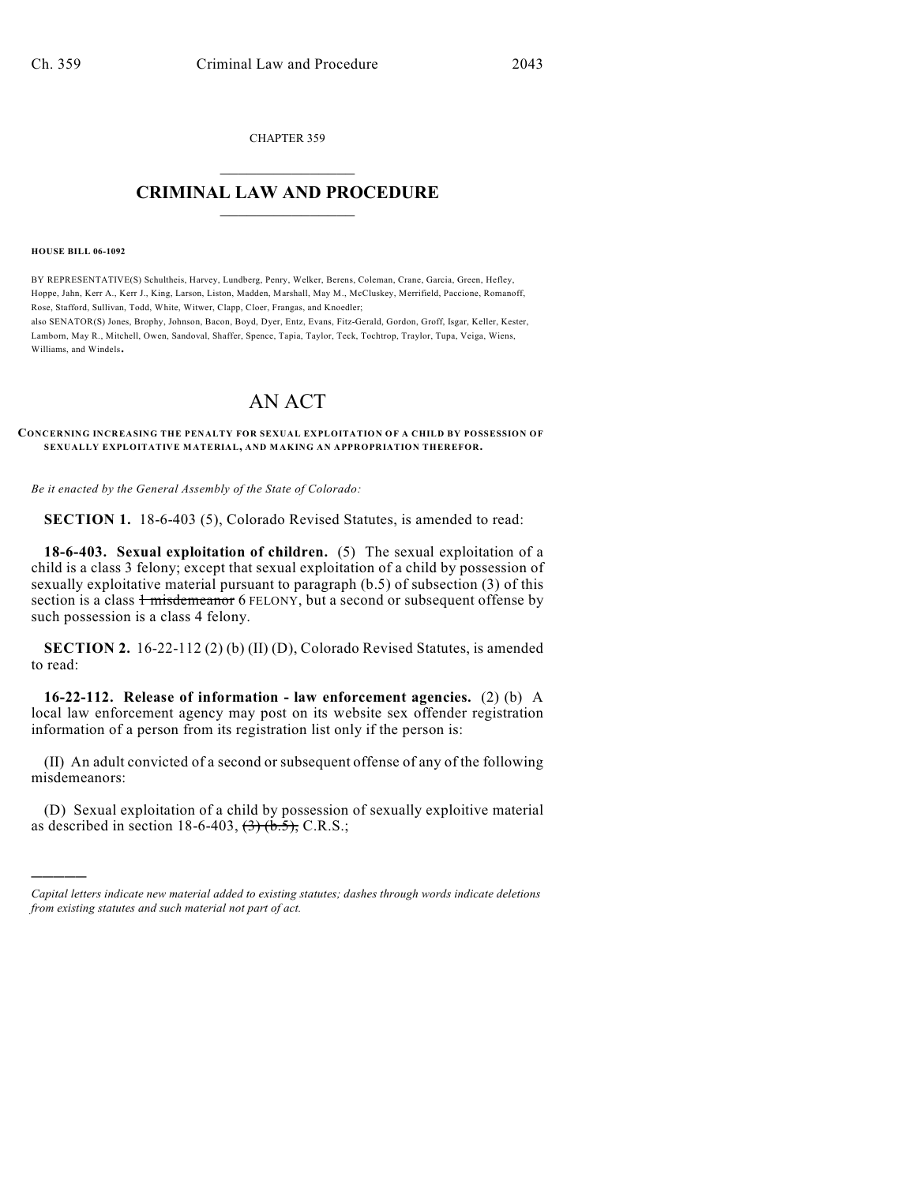CHAPTER 359

# CRIMINAL LAW AND PROCEDURE

**HOUSE BILL 06-1092**

BY REPRESENTATIVE(S) Schultheis, Harvey, Lundberg, Penry, Welker, Berens, Coleman, Crane, Garcia, Green, Hefley, Hoppe, Jahn, Kerr A., Kerr J., King, Larson, Liston, Madden, Marshall, May M., McCluskey, Merrifield, Paccione, Romanoff, Rose, Stafford, Sullivan, Todd, White, Witwer, Clapp, Cloer, Frangas, and Knoedler;
also SENATOR(S) Jones, Brophy, Johnson, Bacon, Boyd, Dyer, Entz, Evans, Fitz-Gerald, Gordon, Groff, Isgar, Keller, Kester, Lamborn, May R., Mitchell, Owen, Sandoval, Shaffer, Spence, Tapia, Taylor, Teck, Tochtrop, Traylor, Tupa, Veiga, Wiens, Williams, and Windels.

# AN ACT

**CONCERNING INCREASING THE PENALTY FOR SEXUAL EXPLOITATION OF A CHILD BY POSSESSION OF SEXUALLY EXPLOITATIVE MATERIAL, AND MAKING AN APPROPRIATION THEREFOR.**

*Be it enacted by the General Assembly of the State of Colorado:*

**SECTION 1.** 18-6-403 (5), Colorado Revised Statutes, is amended to read:

**18-6-403. Sexual exploitation of children.** (5) The sexual exploitation of a child is a class 3 felony; except that sexual exploitation of a child by possession of sexually exploitative material pursuant to paragraph (b.5) of subsection (3) of this section is a class ~~1 misdemeanor~~ 6 FELONY, but a second or subsequent offense by such possession is a class 4 felony.

**SECTION 2.** 16-22-112 (2) (b) (II) (D), Colorado Revised Statutes, is amended to read:

**16-22-112. Release of information - law enforcement agencies.** (2) (b) A local law enforcement agency may post on its website sex offender registration information of a person from its registration list only if the person is:

(II) An adult convicted of a second or subsequent offense of any of the following misdemeanors:

(D) Sexual exploitation of a child by possession of sexually exploitive material as described in section 18-6-403, ~~(3) (b.5),~~ C.R.S.;

*Capital letters indicate new material added to existing statutes; dashes through words indicate deletions from existing statutes and such material not part of act.*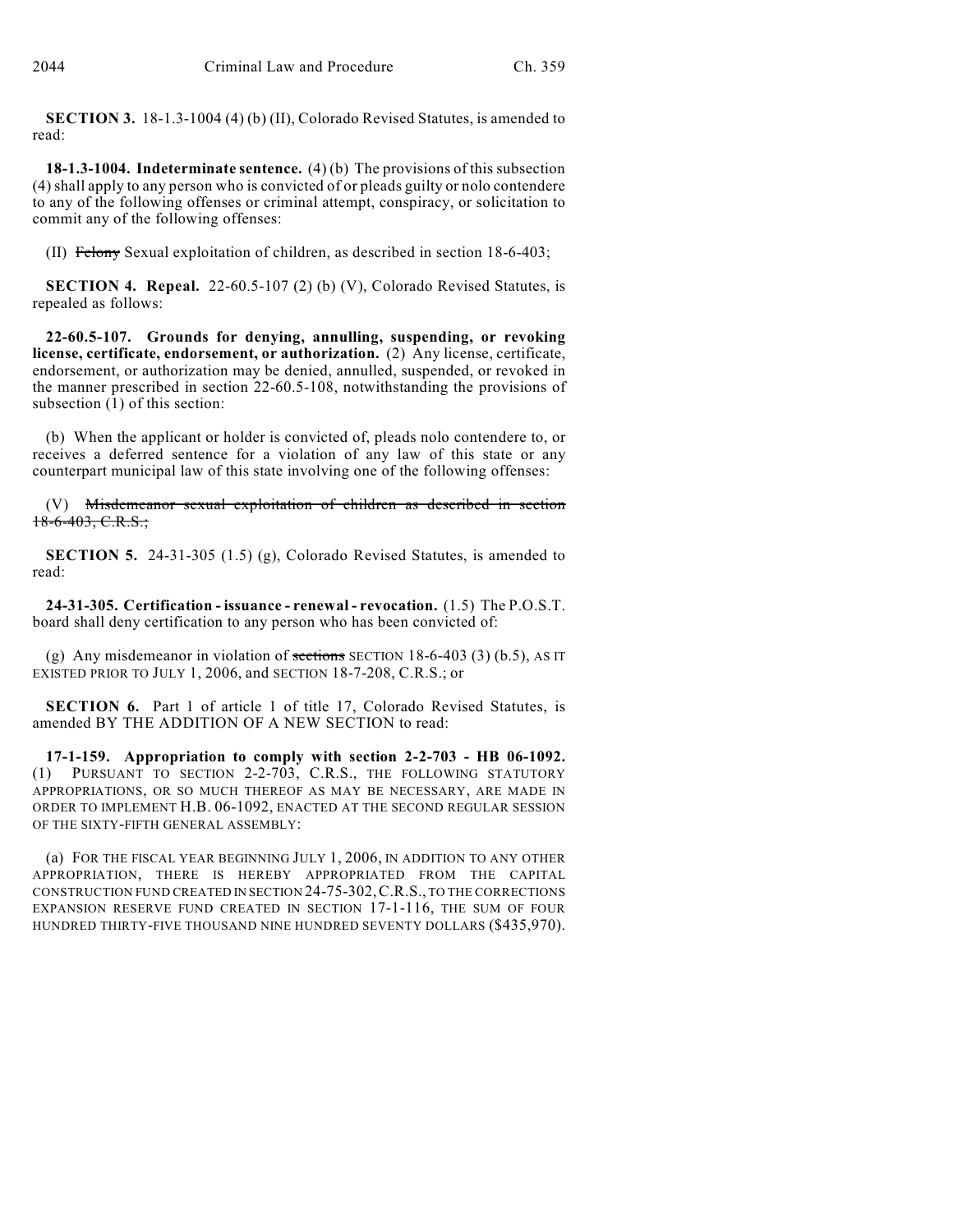**SECTION 3.** 18-1.3-1004 (4) (b) (II), Colorado Revised Statutes, is amended to read:

**18-1.3-1004. Indeterminate sentence.** (4) (b) The provisions of this subsection (4) shall apply to any person who is convicted of or pleads guilty or nolo contendere to any of the following offenses or criminal attempt, conspiracy, or solicitation to commit any of the following offenses:

(II) ~~Felony~~ Sexual exploitation of children, as described in section 18-6-403;

**SECTION 4. Repeal.** 22-60.5-107 (2) (b) (V), Colorado Revised Statutes, is repealed as follows:

**22-60.5-107. Grounds for denying, annulling, suspending, or revoking license, certificate, endorsement, or authorization.** (2) Any license, certificate, endorsement, or authorization may be denied, annulled, suspended, or revoked in the manner prescribed in section 22-60.5-108, notwithstanding the provisions of subsection (1) of this section:

(b) When the applicant or holder is convicted of, pleads nolo contendere to, or receives a deferred sentence for a violation of any law of this state or any counterpart municipal law of this state involving one of the following offenses:

(V) ~~Misdemeanor sexual exploitation of children as described in section 18-6-403, C.R.S.;~~

**SECTION 5.** 24-31-305 (1.5) (g), Colorado Revised Statutes, is amended to read:

**24-31-305. Certification - issuance - renewal - revocation.** (1.5) The P.O.S.T. board shall deny certification to any person who has been convicted of:

(g) Any misdemeanor in violation of ~~sections~~ SECTION 18-6-403 (3) (b.5), AS IT EXISTED PRIOR TO JULY 1, 2006, and SECTION 18-7-208, C.R.S.; or

**SECTION 6.** Part 1 of article 1 of title 17, Colorado Revised Statutes, is amended BY THE ADDITION OF A NEW SECTION to read:

**17-1-159. Appropriation to comply with section 2-2-703 - HB 06-1092.** (1) PURSUANT TO SECTION 2-2-703, C.R.S., THE FOLLOWING STATUTORY APPROPRIATIONS, OR SO MUCH THEREOF AS MAY BE NECESSARY, ARE MADE IN ORDER TO IMPLEMENT H.B. 06-1092, ENACTED AT THE SECOND REGULAR SESSION OF THE SIXTY-FIFTH GENERAL ASSEMBLY:

(a) FOR THE FISCAL YEAR BEGINNING JULY 1, 2006, IN ADDITION TO ANY OTHER APPROPRIATION, THERE IS HEREBY APPROPRIATED FROM THE CAPITAL CONSTRUCTION FUND CREATED IN SECTION 24-75-302, C.R.S., TO THE CORRECTIONS EXPANSION RESERVE FUND CREATED IN SECTION 17-1-116, THE SUM OF FOUR HUNDRED THIRTY-FIVE THOUSAND NINE HUNDRED SEVENTY DOLLARS ($435,970).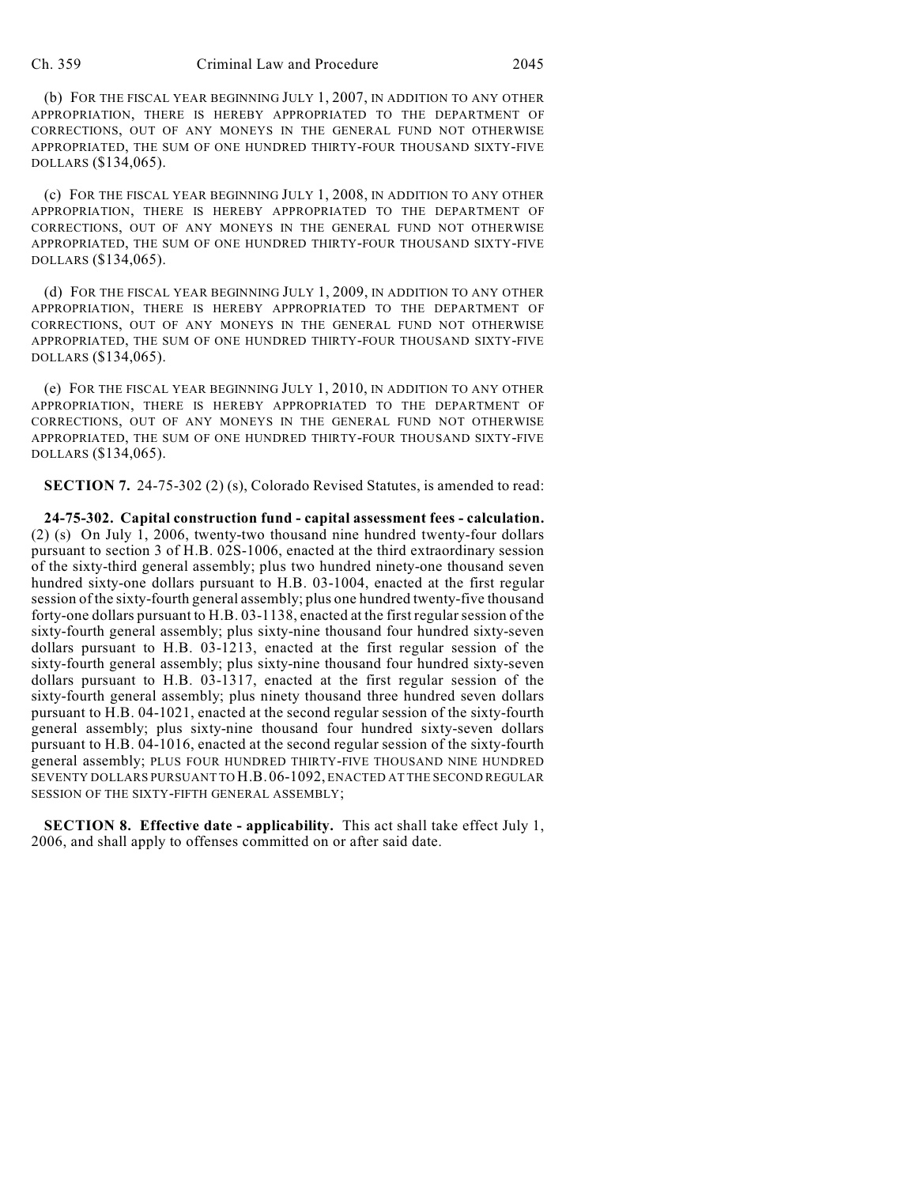(b) FOR THE FISCAL YEAR BEGINNING JULY 1, 2007, IN ADDITION TO ANY OTHER APPROPRIATION, THERE IS HEREBY APPROPRIATED TO THE DEPARTMENT OF CORRECTIONS, OUT OF ANY MONEYS IN THE GENERAL FUND NOT OTHERWISE APPROPRIATED, THE SUM OF ONE HUNDRED THIRTY-FOUR THOUSAND SIXTY-FIVE DOLLARS ($134,065).

(c) FOR THE FISCAL YEAR BEGINNING JULY 1, 2008, IN ADDITION TO ANY OTHER APPROPRIATION, THERE IS HEREBY APPROPRIATED TO THE DEPARTMENT OF CORRECTIONS, OUT OF ANY MONEYS IN THE GENERAL FUND NOT OTHERWISE APPROPRIATED, THE SUM OF ONE HUNDRED THIRTY-FOUR THOUSAND SIXTY-FIVE DOLLARS ($134,065).

(d) FOR THE FISCAL YEAR BEGINNING JULY 1, 2009, IN ADDITION TO ANY OTHER APPROPRIATION, THERE IS HEREBY APPROPRIATED TO THE DEPARTMENT OF CORRECTIONS, OUT OF ANY MONEYS IN THE GENERAL FUND NOT OTHERWISE APPROPRIATED, THE SUM OF ONE HUNDRED THIRTY-FOUR THOUSAND SIXTY-FIVE DOLLARS ($134,065).

(e) FOR THE FISCAL YEAR BEGINNING JULY 1, 2010, IN ADDITION TO ANY OTHER APPROPRIATION, THERE IS HEREBY APPROPRIATED TO THE DEPARTMENT OF CORRECTIONS, OUT OF ANY MONEYS IN THE GENERAL FUND NOT OTHERWISE APPROPRIATED, THE SUM OF ONE HUNDRED THIRTY-FOUR THOUSAND SIXTY-FIVE DOLLARS ($134,065).

**SECTION 7.** 24-75-302 (2) (s), Colorado Revised Statutes, is amended to read:

**24-75-302. Capital construction fund - capital assessment fees - calculation.** (2) (s) On July 1, 2006, twenty-two thousand nine hundred twenty-four dollars pursuant to section 3 of H.B. 02S-1006, enacted at the third extraordinary session of the sixty-third general assembly; plus two hundred ninety-one thousand seven hundred sixty-one dollars pursuant to H.B. 03-1004, enacted at the first regular session of the sixty-fourth general assembly; plus one hundred twenty-five thousand forty-one dollars pursuant to H.B. 03-1138, enacted at the first regular session of the sixty-fourth general assembly; plus sixty-nine thousand four hundred sixty-seven dollars pursuant to H.B. 03-1213, enacted at the first regular session of the sixty-fourth general assembly; plus sixty-nine thousand four hundred sixty-seven dollars pursuant to H.B. 03-1317, enacted at the first regular session of the sixty-fourth general assembly; plus ninety thousand three hundred seven dollars pursuant to H.B. 04-1021, enacted at the second regular session of the sixty-fourth general assembly; plus sixty-nine thousand four hundred sixty-seven dollars pursuant to H.B. 04-1016, enacted at the second regular session of the sixty-fourth general assembly; PLUS FOUR HUNDRED THIRTY-FIVE THOUSAND NINE HUNDRED SEVENTY DOLLARS PURSUANT TO H.B. 06-1092, ENACTED AT THE SECOND REGULAR SESSION OF THE SIXTY-FIFTH GENERAL ASSEMBLY;

**SECTION 8. Effective date - applicability.** This act shall take effect July 1, 2006, and shall apply to offenses committed on or after said date.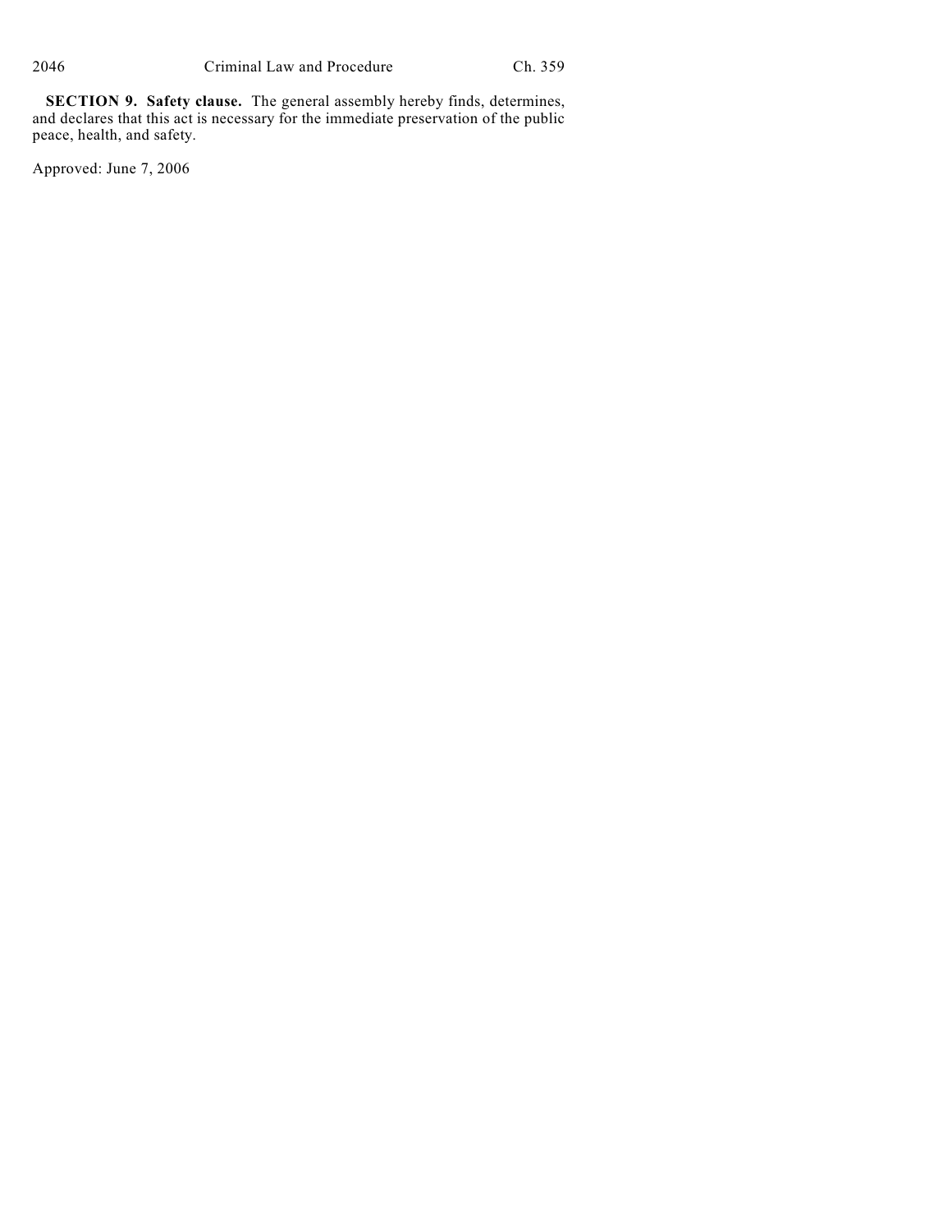**SECTION 9. Safety clause.** The general assembly hereby finds, determines, and declares that this act is necessary for the immediate preservation of the public peace, health, and safety.

Approved: June 7, 2006